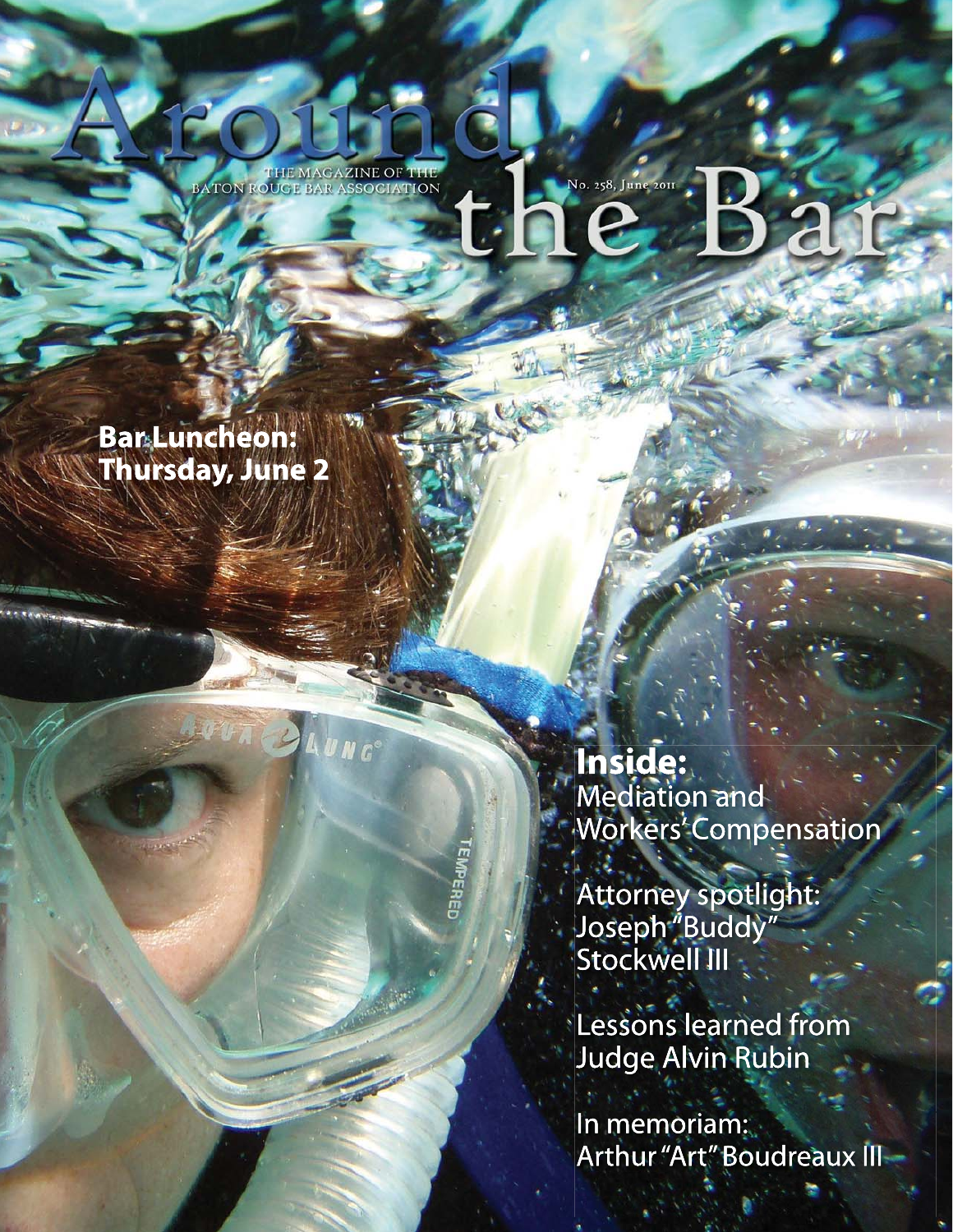# Around the Bar

THE MAGAZINE OF THE BATON ROUGE BAR ASSOCIATION

No. 258, June 2011

**Bar Luncheon: Thursday, June 2**

## Inside:

Mediation and Workers' Compensation

Attorney spotlight: Joseph "Buddy" Stockwell III

Lessons learned from Judge Alvin Rubin

In memoriam: Arthur "Art" Boudreaux III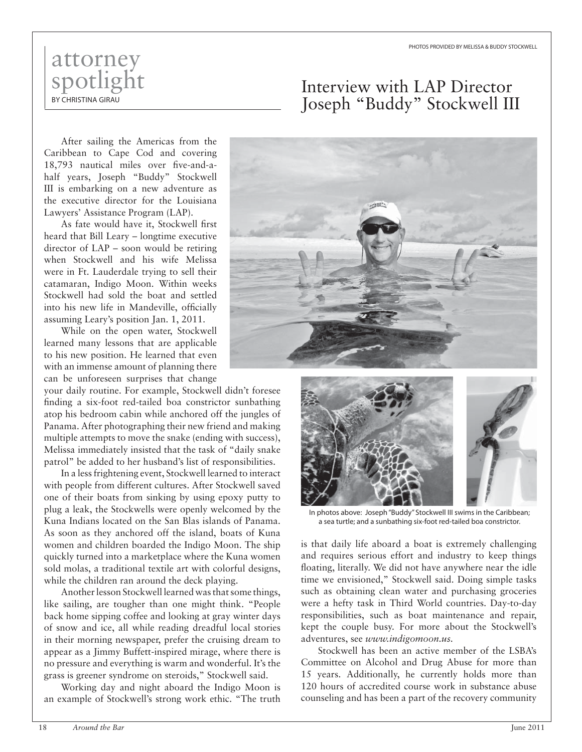PHOTOS PROVIDED BY MELISSA & BUDDY STOCKWELL

attorney spotlight

BY CHRISTINA GIRAU

# Interview with LAP Director Joseph "Buddy" Stockwell III

After sailing the Americas from the Caribbean to Cape Cod and covering 18,793 nautical miles over five-and-a-half years, Joseph "Buddy" Stockwell III is embarking on a new adventure as the executive director for the Louisiana Lawyers' Assistance Program (LAP).

As fate would have it, Stockwell first heard that Bill Leary – longtime executive director of LAP – soon would be retiring when Stockwell and his wife Melissa were in Ft. Lauderdale trying to sell their catamaran, Indigo Moon. Within weeks Stockwell had sold the boat and settled into his new life in Mandeville, officially assuming Leary's position Jan. 1, 2011.

While on the open water, Stockwell learned many lessons that are applicable to his new position. He learned that even with an immense amount of planning there can be unforeseen surprises that change your daily routine. For example, Stockwell didn't foresee finding a six-foot red-tailed boa constrictor sunbathing atop his bedroom cabin while anchored off the jungles of Panama. After photographing their new friend and making multiple attempts to move the snake (ending with success), Melissa immediately insisted that the task of "daily snake patrol" be added to her husband's list of responsibilities.

In a less frightening event, Stockwell learned to interact with people from different cultures. After Stockwell saved one of their boats from sinking by using epoxy putty to plug a leak, the Stockwells were openly welcomed by the Kuna Indians located on the San Blas islands of Panama. As soon as they anchored off the island, boats of Kuna women and children boarded the Indigo Moon. The ship quickly turned into a marketplace where the Kuna women sold molas, a traditional textile art with colorful designs, while the children ran around the deck playing.

Another lesson Stockwell learned was that some things, like sailing, are tougher than one might think. "People back home sipping coffee and looking at gray winter days of snow and ice, all while reading dreadful local stories in their morning newspaper, prefer the cruising dream to appear as a Jimmy Buffett-inspired mirage, where there is no pressure and everything is warm and wonderful. It's the grass is greener syndrome on steroids," Stockwell said.

Working day and night aboard the Indigo Moon is an example of Stockwell's strong work ethic. "The truth is that daily life aboard a boat is extremely challenging and requires serious effort and industry to keep things floating, literally. We did not have anywhere near the idle time we envisioned," Stockwell said. Doing simple tasks such as obtaining clean water and purchasing groceries were a hefty task in Third World countries. Day-to-day responsibilities, such as boat maintenance and repair, kept the couple busy. For more about the Stockwell's adventures, see *www.indigomoon.us*.

In photos above: Joseph "Buddy" Stockwell III swims in the Caribbean; a sea turtle; and a sunbathing six-foot red-tailed boa constrictor.

Stockwell has been an active member of the LSBA's Committee on Alcohol and Drug Abuse for more than 15 years. Additionally, he currently holds more than 120 hours of accredited course work in substance abuse counseling and has been a part of the recovery community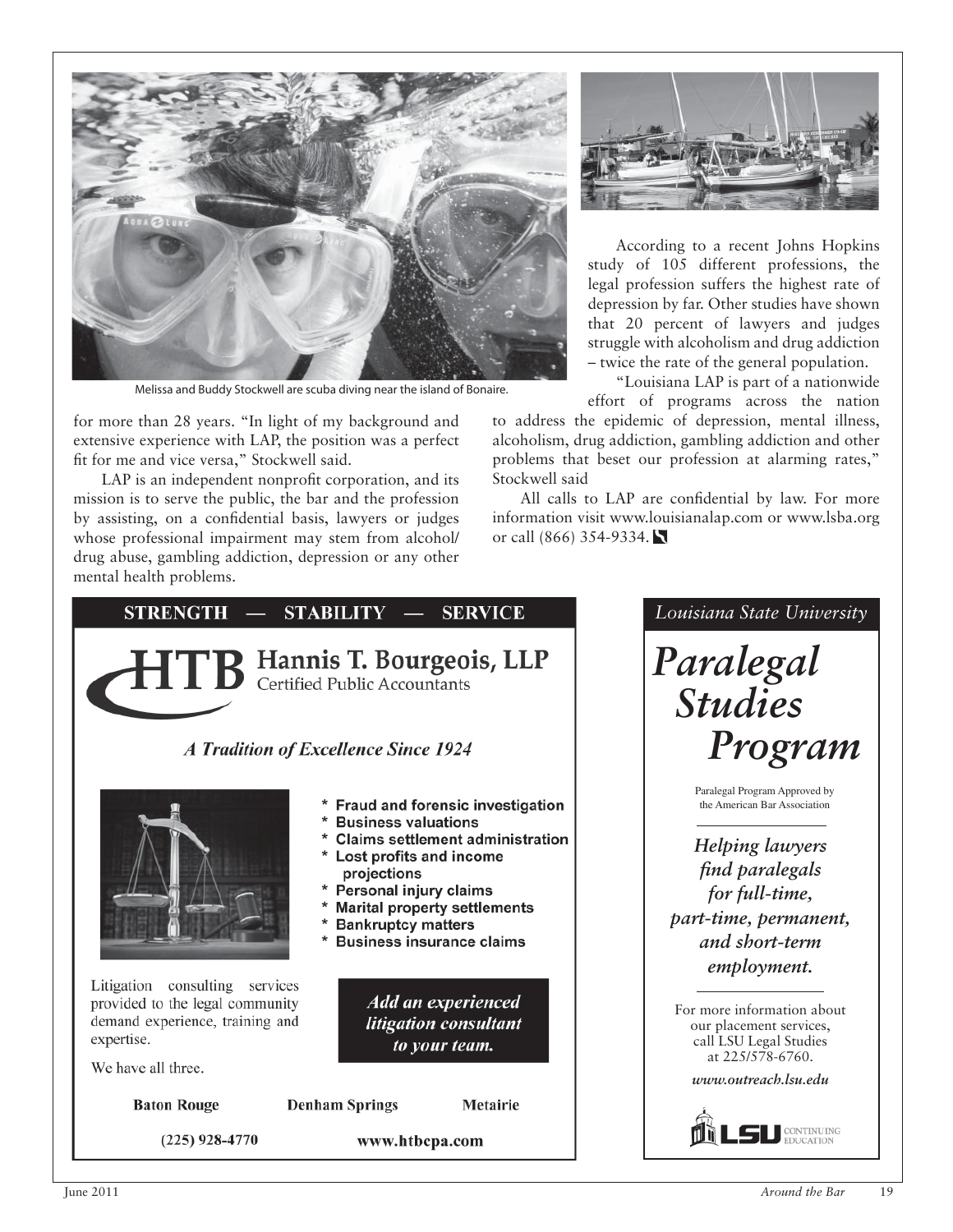Melissa and Buddy Stockwell are scuba diving near the island of Bonaire.

for more than 28 years. "In light of my background and extensive experience with LAP, the position was a perfect fit for me and vice versa," Stockwell said.

LAP is an independent nonprofit corporation, and its mission is to serve the public, the bar and the profession by assisting, on a confidential basis, lawyers or judges whose professional impairment may stem from alcohol/drug abuse, gambling addiction, depression or any other mental health problems.

According to a recent Johns Hopkins study of 105 different professions, the legal profession suffers the highest rate of depression by far. Other studies have shown that 20 percent of lawyers and judges struggle with alcoholism and drug addiction – twice the rate of the general population.

"Louisiana LAP is part of a nationwide effort of programs across the nation to address the epidemic of depression, mental illness, alcoholism, drug addiction, gambling addiction and other problems that beset our profession at alarming rates," Stockwell said

All calls to LAP are confidential by law. For more information visit www.louisianalap.com or www.lsba.org or call (866) 354-9334.

**STRENGTH — STABILITY — SERVICE**

**HTB Hannis T. Bourgeois, LLP**
Certified Public Accountants

*A Tradition of Excellence Since 1924*

* Fraud and forensic investigation
* Business valuations
* Claims settlement administration
* Lost profits and income projections
* Personal injury claims
* Marital property settlements
* Bankruptcy matters
* Business insurance claims

Litigation consulting services provided to the legal community demand experience, training and expertise.

We have all three.

*Add an experienced litigation consultant to your team.*

**Baton Rouge** **Denham Springs** **Metairie**

(225) 928-4770 www.htbcpa.com

*Louisiana State University*

***Paralegal Studies Program***

Paralegal Program Approved by the American Bar Association

*Helping lawyers find paralegals for full-time, part-time, permanent, and short-term employment.*

For more information about our placement services, call LSU Legal Studies at 225/578-6760.

*www.outreach.lsu.edu*

LSU Continuing Education